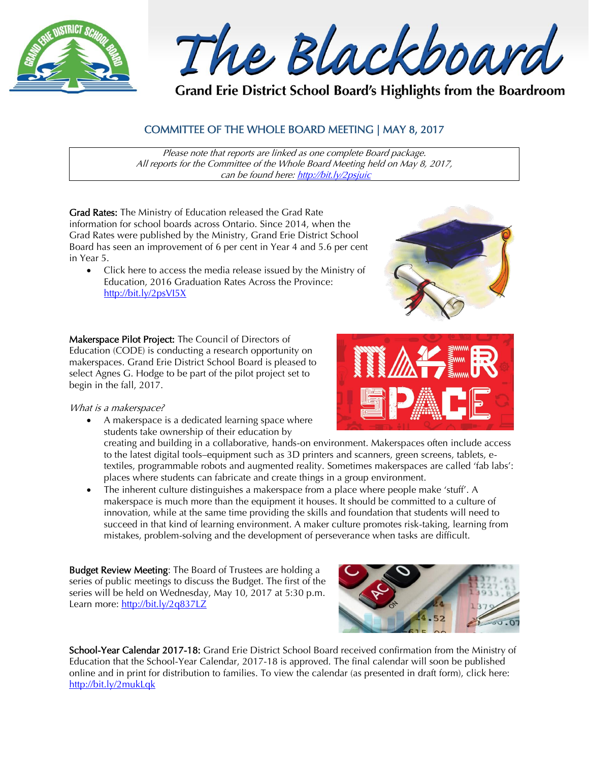# The Blackboard

**Grand Erie District School Board's Highlights from the Boardroom**

## COMMITTEE OF THE WHOLE BOARD MEETING | MAY 8, 2017

*Please note that reports are linked as one complete Board package. All reports for the Committee of the Whole Board Meeting held on May 8, 2017, can be found here: http://bit.ly/2psjuic*

**Grad Rates:** The Ministry of Education released the Grad Rate information for school boards across Ontario. Since 2014, when the Grad Rates were published by the Ministry, Grand Erie District School Board has seen an improvement of 6 per cent in Year 4 and 5.6 per cent in Year 5.

- Click here to access the media release issued by the Ministry of Education, 2016 Graduation Rates Across the Province: http://bit.ly/2psVI5X

**Makerspace Pilot Project:** The Council of Directors of Education (CODE) is conducting a research opportunity on makerspaces. Grand Erie District School Board is pleased to select Agnes G. Hodge to be part of the pilot project set to begin in the fall, 2017.

*What is a makerspace?*

- A makerspace is a dedicated learning space where students take ownership of their education by creating and building in a collaborative, hands-on environment. Makerspaces often include access to the latest digital tools–equipment such as 3D printers and scanners, green screens, tablets, e-textiles, programmable robots and augmented reality. Sometimes makerspaces are called 'fab labs': places where students can fabricate and create things in a group environment.
- The inherent culture distinguishes a makerspace from a place where people make 'stuff'. A makerspace is much more than the equipment it houses. It should be committed to a culture of innovation, while at the same time providing the skills and foundation that students will need to succeed in that kind of learning environment. A maker culture promotes risk-taking, learning from mistakes, problem-solving and the development of perseverance when tasks are difficult.

**Budget Review Meeting**: The Board of Trustees are holding a series of public meetings to discuss the Budget. The first of the series will be held on Wednesday, May 10, 2017 at 5:30 p.m. Learn more: http://bit.ly/2q837LZ

**School-Year Calendar 2017-18:** Grand Erie District School Board received confirmation from the Ministry of Education that the School-Year Calendar, 2017-18 is approved. The final calendar will soon be published online and in print for distribution to families. To view the calendar (as presented in draft form), click here: http://bit.ly/2mukLqk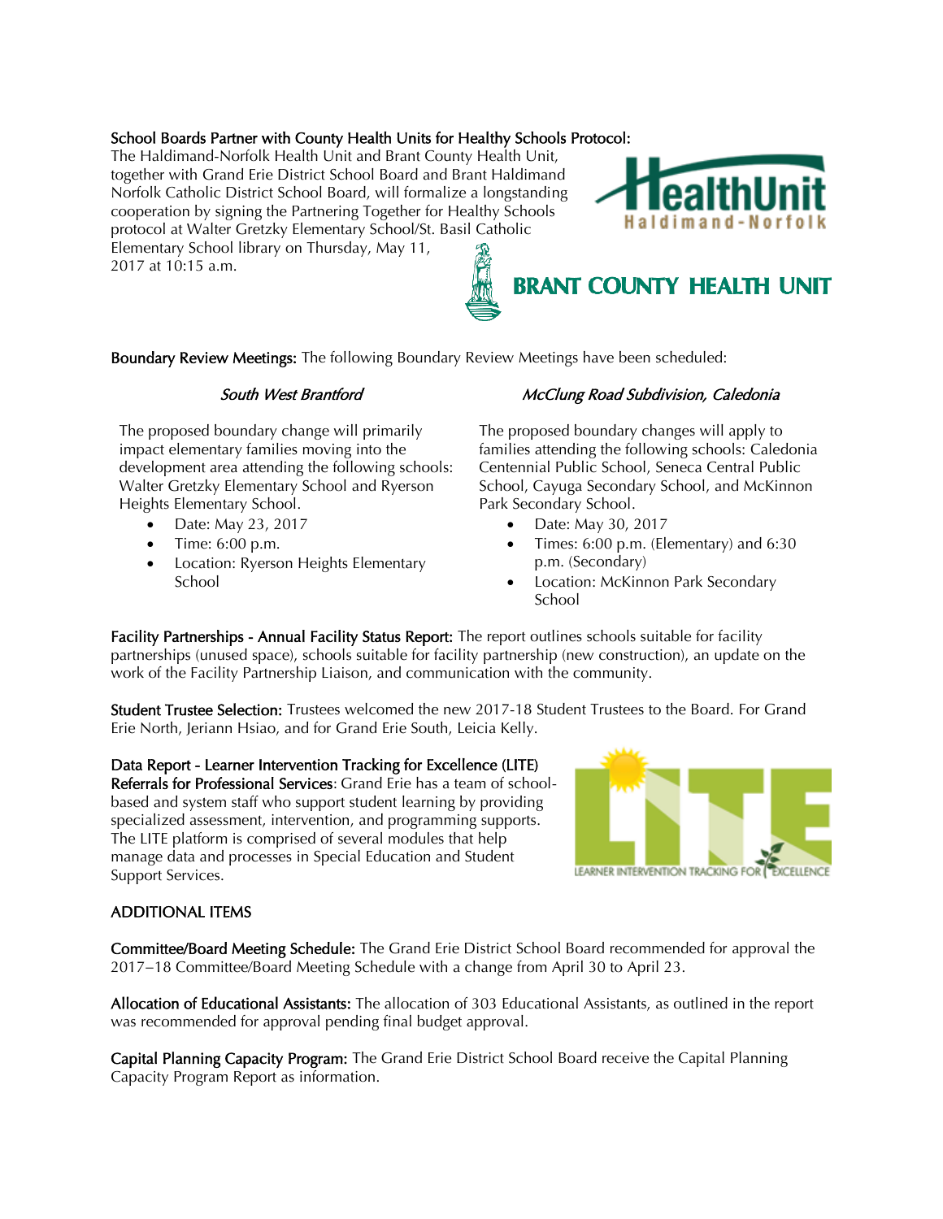**School Boards Partner with County Health Units for Healthy Schools Protocol:** The Haldimand-Norfolk Health Unit and Brant County Health Unit, together with Grand Erie District School Board and Brant Haldimand Norfolk Catholic District School Board, will formalize a longstanding cooperation by signing the Partnering Together for Healthy Schools protocol at Walter Gretzky Elementary School/St. Basil Catholic Elementary School library on Thursday, May 11, 2017 at 10:15 a.m.

**Boundary Review Meetings:** The following Boundary Review Meetings have been scheduled:

*South West Brantford*

The proposed boundary change will primarily impact elementary families moving into the development area attending the following schools: Walter Gretzky Elementary School and Ryerson Heights Elementary School.

- Date: May 23, 2017
- Time: 6:00 p.m.
- Location: Ryerson Heights Elementary School

*McClung Road Subdivision, Caledonia*

The proposed boundary changes will apply to families attending the following schools: Caledonia Centennial Public School, Seneca Central Public School, Cayuga Secondary School, and McKinnon Park Secondary School.

- Date: May 30, 2017
- Times: 6:00 p.m. (Elementary) and 6:30 p.m. (Secondary)
- Location: McKinnon Park Secondary School

**Facility Partnerships - Annual Facility Status Report:** The report outlines schools suitable for facility partnerships (unused space), schools suitable for facility partnership (new construction), an update on the work of the Facility Partnership Liaison, and communication with the community.

**Student Trustee Selection:** Trustees welcomed the new 2017-18 Student Trustees to the Board. For Grand Erie North, Jeriann Hsiao, and for Grand Erie South, Leicia Kelly.

**Data Report - Learner Intervention Tracking for Excellence (LITE) Referrals for Professional Services**: Grand Erie has a team of school-based and system staff who support student learning by providing specialized assessment, intervention, and programming supports. The LITE platform is comprised of several modules that help manage data and processes in Special Education and Student Support Services.

## ADDITIONAL ITEMS

**Committee/Board Meeting Schedule:** The Grand Erie District School Board recommended for approval the 2017–18 Committee/Board Meeting Schedule with a change from April 30 to April 23.

**Allocation of Educational Assistants:** The allocation of 303 Educational Assistants, as outlined in the report was recommended for approval pending final budget approval.

**Capital Planning Capacity Program:** The Grand Erie District School Board receive the Capital Planning Capacity Program Report as information.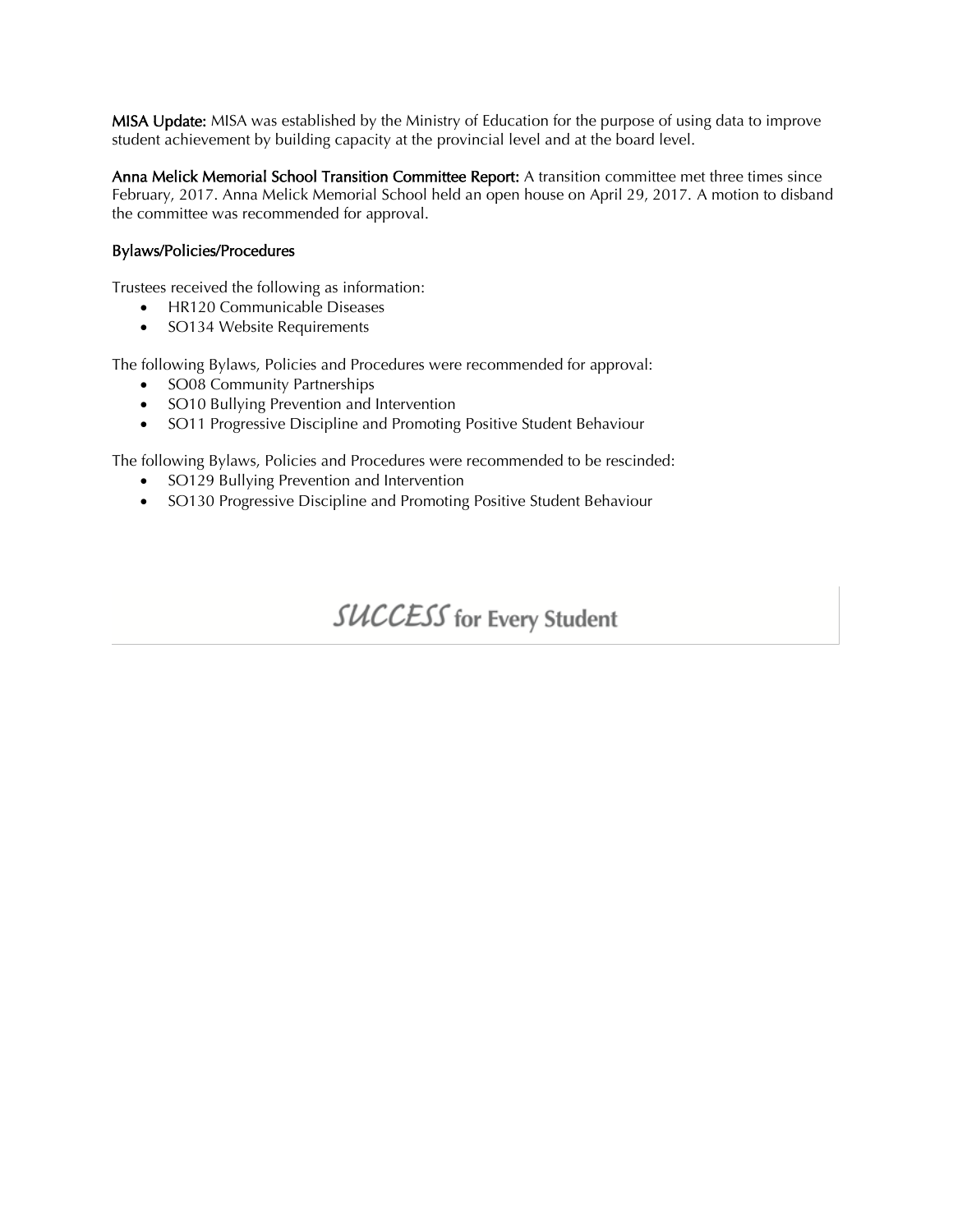**MISA Update:** MISA was established by the Ministry of Education for the purpose of using data to improve student achievement by building capacity at the provincial level and at the board level.

**Anna Melick Memorial School Transition Committee Report:** A transition committee met three times since February, 2017. Anna Melick Memorial School held an open house on April 29, 2017. A motion to disband the committee was recommended for approval.

### Bylaws/Policies/Procedures

Trustees received the following as information:

- HR120 Communicable Diseases
- SO134 Website Requirements

The following Bylaws, Policies and Procedures were recommended for approval:

- SO08 Community Partnerships
- SO10 Bullying Prevention and Intervention
- SO11 Progressive Discipline and Promoting Positive Student Behaviour

The following Bylaws, Policies and Procedures were recommended to be rescinded:

- SO129 Bullying Prevention and Intervention
- SO130 Progressive Discipline and Promoting Positive Student Behaviour

*SUCCESS* for Every Student